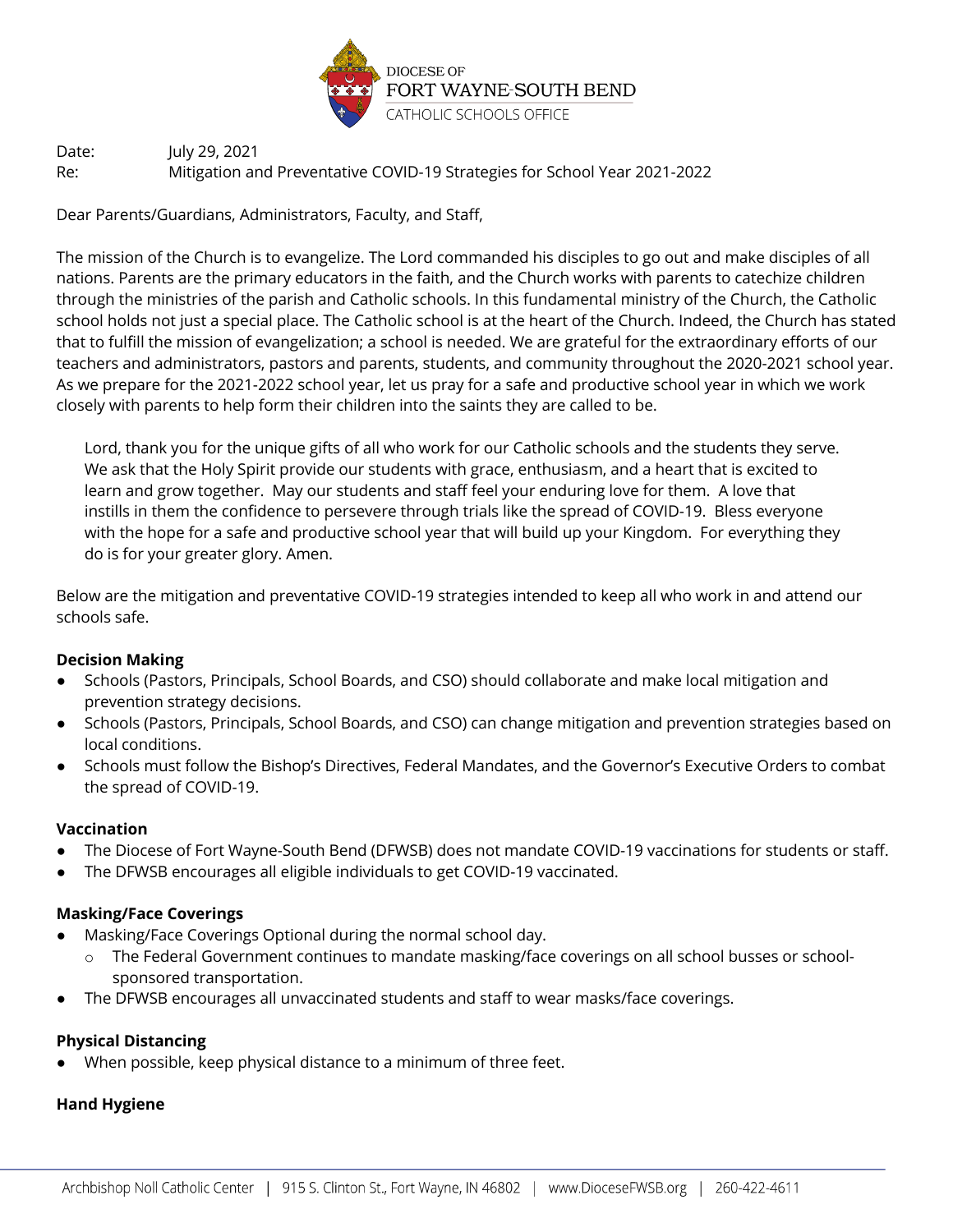DIOCESE OF
FORT WAYNE-SOUTH BEND
CATHOLIC SCHOOLS OFFICE

Date: July 29, 2021
Re: Mitigation and Preventative COVID-19 Strategies for School Year 2021-2022

Dear Parents/Guardians, Administrators, Faculty, and Staff,

The mission of the Church is to evangelize. The Lord commanded his disciples to go out and make disciples of all nations. Parents are the primary educators in the faith, and the Church works with parents to catechize children through the ministries of the parish and Catholic schools. In this fundamental ministry of the Church, the Catholic school holds not just a special place. The Catholic school is at the heart of the Church. Indeed, the Church has stated that to fulfill the mission of evangelization; a school is needed. We are grateful for the extraordinary efforts of our teachers and administrators, pastors and parents, students, and community throughout the 2020-2021 school year. As we prepare for the 2021-2022 school year, let us pray for a safe and productive school year in which we work closely with parents to help form their children into the saints they are called to be.

> Lord, thank you for the unique gifts of all who work for our Catholic schools and the students they serve. We ask that the Holy Spirit provide our students with grace, enthusiasm, and a heart that is excited to learn and grow together. May our students and staff feel your enduring love for them. A love that instills in them the confidence to persevere through trials like the spread of COVID-19. Bless everyone with the hope for a safe and productive school year that will build up your Kingdom. For everything they do is for your greater glory. Amen.

Below are the mitigation and preventative COVID-19 strategies intended to keep all who work in and attend our schools safe.

**Decision Making**

- Schools (Pastors, Principals, School Boards, and CSO) should collaborate and make local mitigation and prevention strategy decisions.
- Schools (Pastors, Principals, School Boards, and CSO) can change mitigation and prevention strategies based on local conditions.
- Schools must follow the Bishop's Directives, Federal Mandates, and the Governor's Executive Orders to combat the spread of COVID-19.

**Vaccination**

- The Diocese of Fort Wayne-South Bend (DFWSB) does not mandate COVID-19 vaccinations for students or staff.
- The DFWSB encourages all eligible individuals to get COVID-19 vaccinated.

**Masking/Face Coverings**

- Masking/Face Coverings Optional during the normal school day.
  - The Federal Government continues to mandate masking/face coverings on all school busses or school-sponsored transportation.
- The DFWSB encourages all unvaccinated students and staff to wear masks/face coverings.

**Physical Distancing**

- When possible, keep physical distance to a minimum of three feet.

**Hand Hygiene**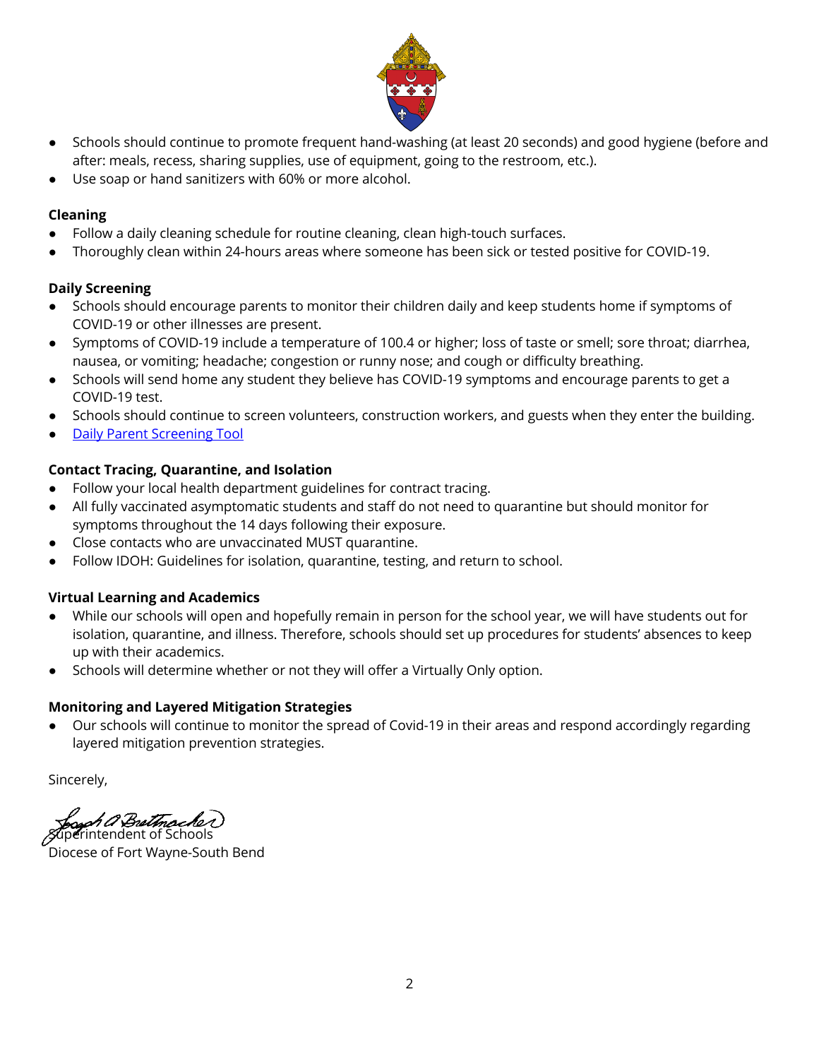- Schools should continue to promote frequent hand-washing (at least 20 seconds) and good hygiene (before and after: meals, recess, sharing supplies, use of equipment, going to the restroom, etc.).
- Use soap or hand sanitizers with 60% or more alcohol.

**Cleaning**

- Follow a daily cleaning schedule for routine cleaning, clean high-touch surfaces.
- Thoroughly clean within 24-hours areas where someone has been sick or tested positive for COVID-19.

**Daily Screening**

- Schools should encourage parents to monitor their children daily and keep students home if symptoms of COVID-19 or other illnesses are present.
- Symptoms of COVID-19 include a temperature of 100.4 or higher; loss of taste or smell; sore throat; diarrhea, nausea, or vomiting; headache; congestion or runny nose; and cough or difficulty breathing.
- Schools will send home any student they believe has COVID-19 symptoms and encourage parents to get a COVID-19 test.
- Schools should continue to screen volunteers, construction workers, and guests when they enter the building.
- Daily Parent Screening Tool

**Contact Tracing, Quarantine, and Isolation**

- Follow your local health department guidelines for contract tracing.
- All fully vaccinated asymptomatic students and staff do not need to quarantine but should monitor for symptoms throughout the 14 days following their exposure.
- Close contacts who are unvaccinated MUST quarantine.
- Follow IDOH: Guidelines for isolation, quarantine, testing, and return to school.

**Virtual Learning and Academics**

- While our schools will open and hopefully remain in person for the school year, we will have students out for isolation, quarantine, and illness. Therefore, schools should set up procedures for students' absences to keep up with their academics.
- Schools will determine whether or not they will offer a Virtually Only option.

**Monitoring and Layered Mitigation Strategies**

- Our schools will continue to monitor the spread of Covid-19 in their areas and respond accordingly regarding layered mitigation prevention strategies.

Sincerely,

Joseph A Brettnacher
Superintendent of Schools
Diocese of Fort Wayne-South Bend